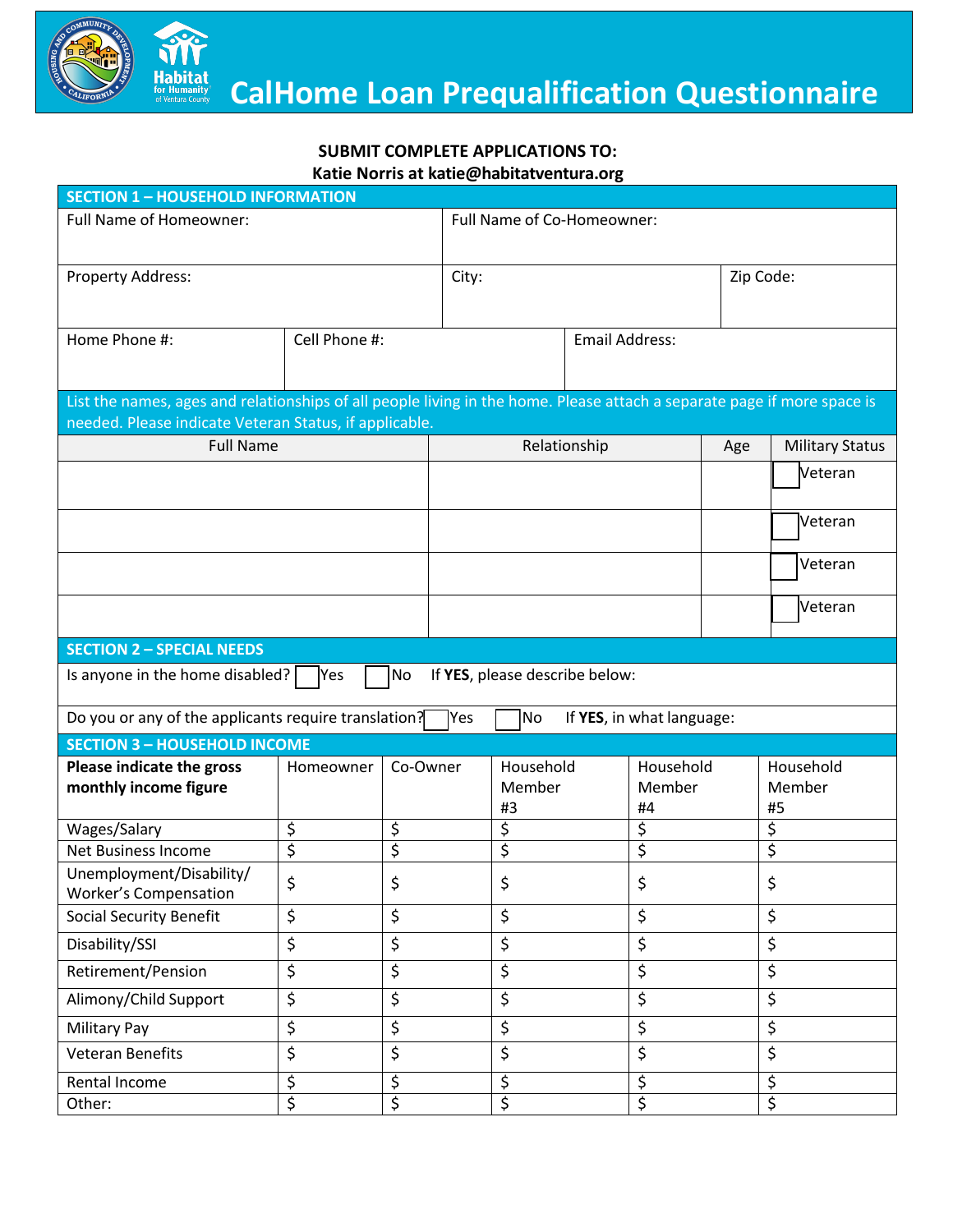# CalHome Loan Prequalification Questionnaire

**SUBMIT COMPLETE APPLICATIONS TO:**
**Katie Norris at katie@habitatventura.org**

## SECTION 1 – HOUSEHOLD INFORMATION

| Full Name of Homeowner: | Full Name of Co-Homeowner: | |
|---|---|---|
| Property Address: | City: | Zip Code: |

| Home Phone #: | Cell Phone #: | Email Address: |
|---|---|---|
| | | |

List the names, ages and relationships of all people living in the home. Please attach a separate page if more space is needed. Please indicate Veteran Status, if applicable.

| Full Name | Relationship | Age | Military Status |
|---|---|---|---|
| | | | ☐ Veteran |
| | | | ☐ Veteran |
| | | | ☐ Veteran |
| | | | ☐ Veteran |

## SECTION 2 – SPECIAL NEEDS

Is anyone in the home disabled? ☐ Yes ☐ No If **YES**, please describe below:

Do you or any of the applicants require translation? ☐ Yes ☐ No If **YES**, in what language:

## SECTION 3 – HOUSEHOLD INCOME

| **Please indicate the gross monthly income figure** | Homeowner | Co-Owner | Household Member #3 | Household Member #4 | Household Member #5 |
|---|---|---|---|---|---|
| Wages/Salary | $ | $ | $ | $ | $ |
| Net Business Income | $ | $ | $ | $ | $ |
| Unemployment/Disability/ Worker's Compensation | $ | $ | $ | $ | $ |
| Social Security Benefit | $ | $ | $ | $ | $ |
| Disability/SSI | $ | $ | $ | $ | $ |
| Retirement/Pension | $ | $ | $ | $ | $ |
| Alimony/Child Support | $ | $ | $ | $ | $ |
| Military Pay | $ | $ | $ | $ | $ |
| Veteran Benefits | $ | $ | $ | $ | $ |
| Rental Income | $ | $ | $ | $ | $ |
| Other: | $ | $ | $ | $ | $ |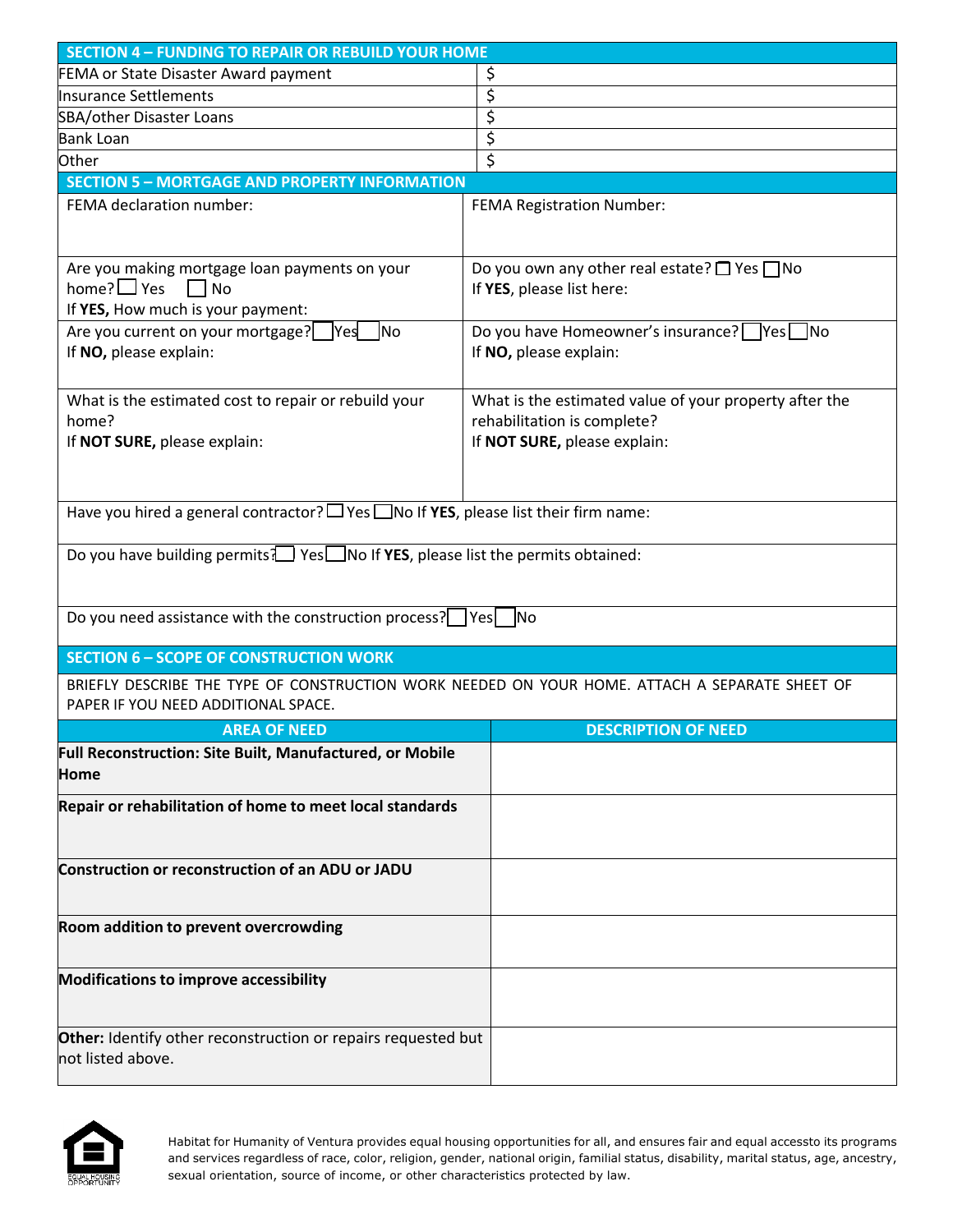| SECTION 4 – FUNDING TO REPAIR OR REBUILD YOUR HOME | |
|---|---|
| FEMA or State Disaster Award payment | $ |
| Insurance Settlements | $ |
| SBA/other Disaster Loans | $ |
| Bank Loan | $ |
| Other | $ |

## SECTION 5 – MORTGAGE AND PROPERTY INFORMATION

| | |
|---|---|
| FEMA declaration number: | FEMA Registration Number: |
| Are you making mortgage loan payments on your home? ☐ Yes ☐ No<br>If **YES,** How much is your payment: | Do you own any other real estate? ☐ Yes ☐ No<br>If **YES**, please list here: |
| Are you current on your mortgage? ☐ Yes ☐ No<br>If **NO,** please explain: | Do you have Homeowner's insurance? ☐ Yes ☐ No<br>If **NO,** please explain: |
| What is the estimated cost to repair or rebuild your home?<br>If **NOT SURE,** please explain: | What is the estimated value of your property after the rehabilitation is complete?<br>If **NOT SURE,** please explain: |

Have you hired a general contractor? ☐ Yes ☐ No If **YES**, please list their firm name:

Do you have building permits? ☐ Yes ☐ No If **YES**, please list the permits obtained:

Do you need assistance with the construction process? ☐ Yes ☐ No

## SECTION 6 – SCOPE OF CONSTRUCTION WORK

BRIEFLY DESCRIBE THE TYPE OF CONSTRUCTION WORK NEEDED ON YOUR HOME. ATTACH A SEPARATE SHEET OF PAPER IF YOU NEED ADDITIONAL SPACE.

| AREA OF NEED | DESCRIPTION OF NEED |
|---|---|
| **Full Reconstruction: Site Built, Manufactured, or Mobile Home** | |
| **Repair or rehabilitation of home to meet local standards** | |
| **Construction or reconstruction of an ADU or JADU** | |
| **Room addition to prevent overcrowding** | |
| **Modifications to improve accessibility** | |
| **Other:** Identify other reconstruction or repairs requested but not listed above. | |

Habitat for Humanity of Ventura provides equal housing opportunities for all, and ensures fair and equal accessto its programs and services regardless of race, color, religion, gender, national origin, familial status, disability, marital status, age, ancestry, sexual orientation, source of income, or other characteristics protected by law.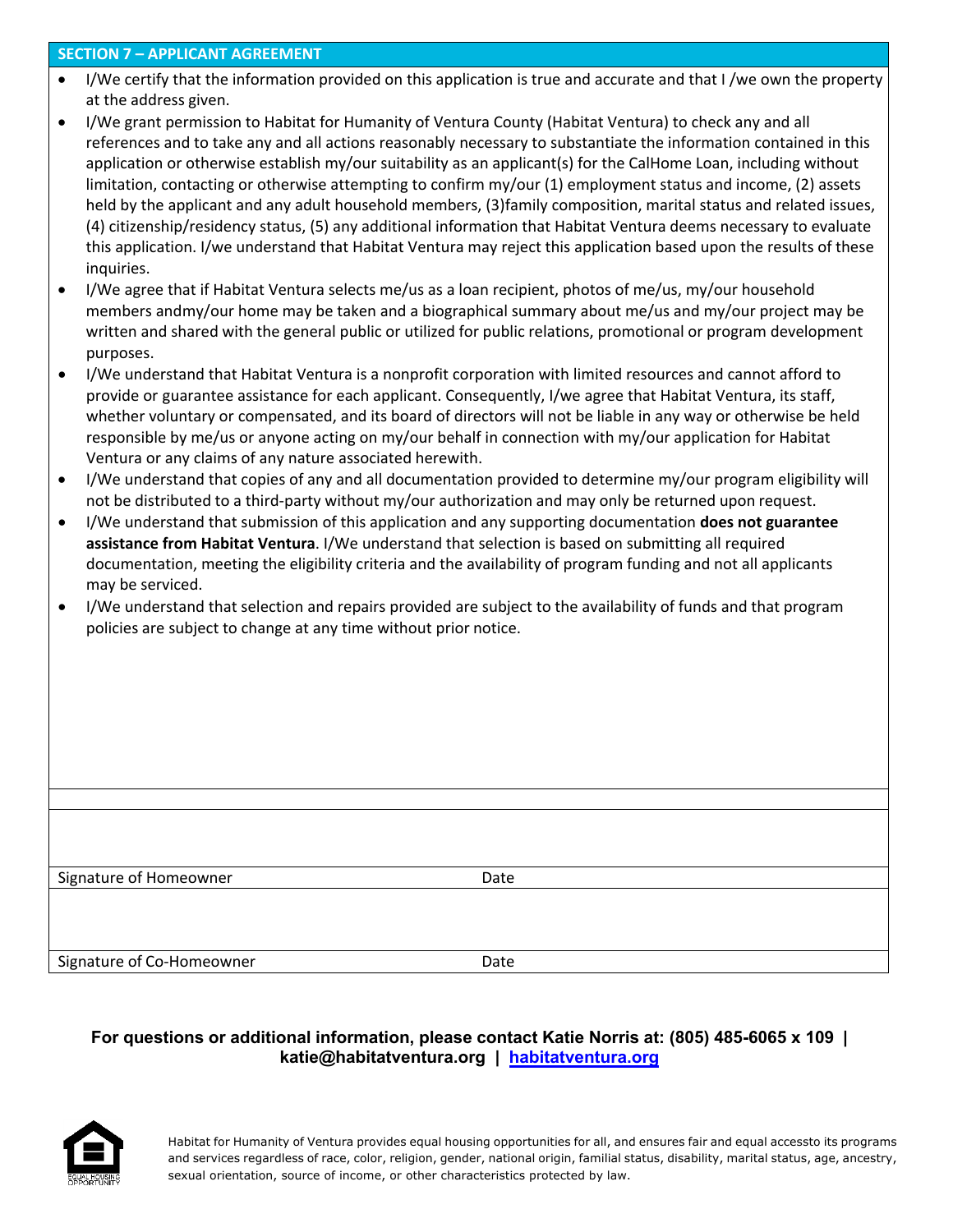## SECTION 7 – APPLICANT AGREEMENT

- I/We certify that the information provided on this application is true and accurate and that I /we own the property at the address given.
- I/We grant permission to Habitat for Humanity of Ventura County (Habitat Ventura) to check any and all references and to take any and all actions reasonably necessary to substantiate the information contained in this application or otherwise establish my/our suitability as an applicant(s) for the CalHome Loan, including without limitation, contacting or otherwise attempting to confirm my/our (1) employment status and income, (2) assets held by the applicant and any adult household members, (3)family composition, marital status and related issues, (4) citizenship/residency status, (5) any additional information that Habitat Ventura deems necessary to evaluate this application. I/we understand that Habitat Ventura may reject this application based upon the results of these inquiries.
- I/We agree that if Habitat Ventura selects me/us as a loan recipient, photos of me/us, my/our household members andmy/our home may be taken and a biographical summary about me/us and my/our project may be written and shared with the general public or utilized for public relations, promotional or program development purposes.
- I/We understand that Habitat Ventura is a nonprofit corporation with limited resources and cannot afford to provide or guarantee assistance for each applicant. Consequently, I/we agree that Habitat Ventura, its staff, whether voluntary or compensated, and its board of directors will not be liable in any way or otherwise be held responsible by me/us or anyone acting on my/our behalf in connection with my/our application for Habitat Ventura or any claims of any nature associated herewith.
- I/We understand that copies of any and all documentation provided to determine my/our program eligibility will not be distributed to a third-party without my/our authorization and may only be returned upon request.
- I/We understand that submission of this application and any supporting documentation **does not guarantee assistance from Habitat Ventura**. I/We understand that selection is based on submitting all required documentation, meeting the eligibility criteria and the availability of program funding and not all applicants may be serviced.
- I/We understand that selection and repairs provided are subject to the availability of funds and that program policies are subject to change at any time without prior notice.

| | |
|---|---|
| Signature of Homeowner | Date |
| Signature of Co-Homeowner | Date |

**For questions or additional information, please contact Katie Norris at: (805) 485-6065 x 109 | katie@habitatventura.org | habitatventura.org**

Habitat for Humanity of Ventura provides equal housing opportunities for all, and ensures fair and equal accessto its programs and services regardless of race, color, religion, gender, national origin, familial status, disability, marital status, age, ancestry, sexual orientation, source of income, or other characteristics protected by law.